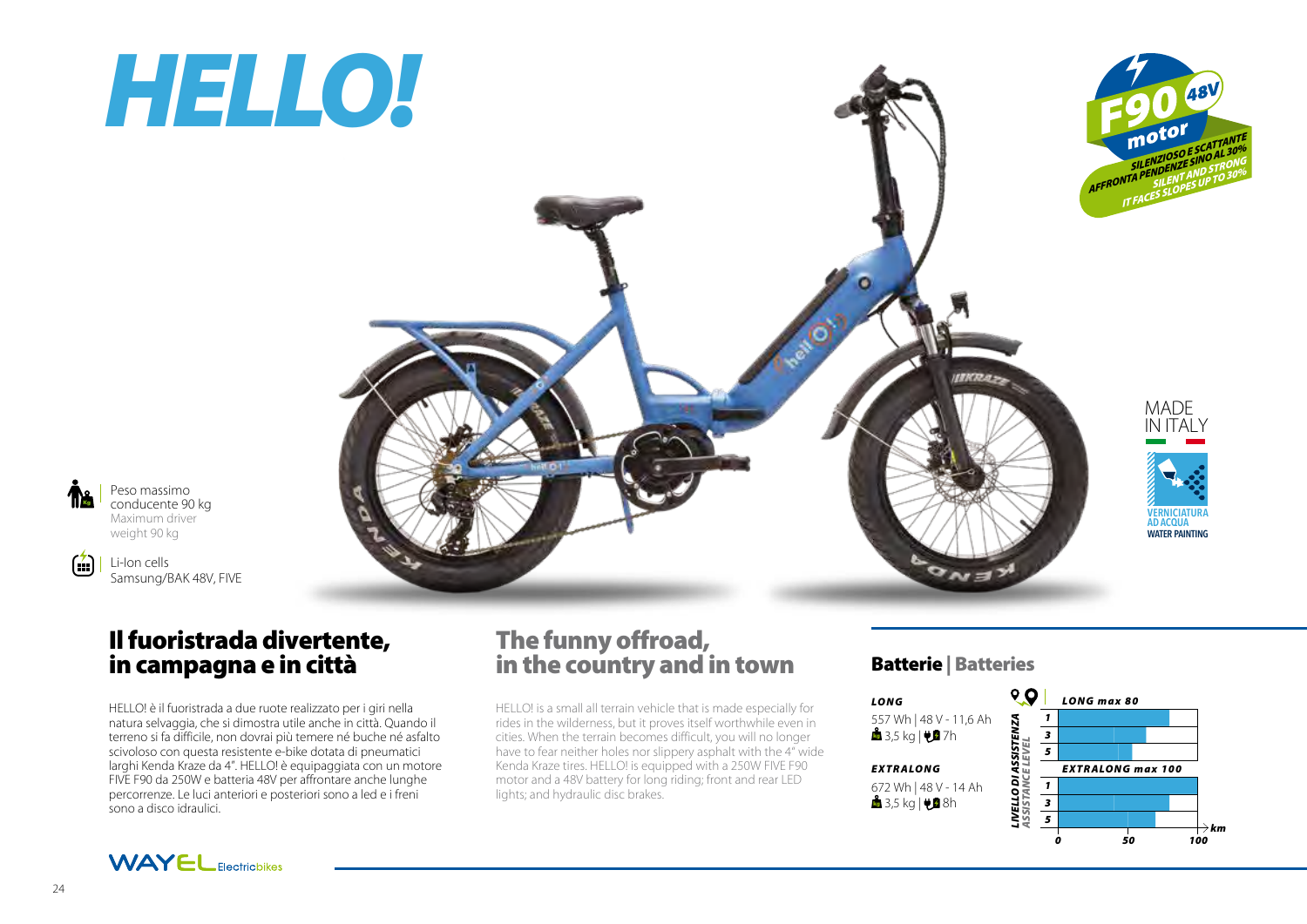# HELLO!

**F90 48V motor**
SILENZIOSO E SCATTANTE
AFFRONTA PENDENZE SINO AL 30%
SILENT AND STRONG
IT FACES SLOPES UP TO 30%

MADE IN ITALY

VERNICIATURA AD ACQUA
WATER PAINTING

Peso massimo conducente 90 kg
Maximum driver weight 90 kg

Li-Ion cells
Samsung/BAK 48V, FIVE

## Il fuoristrada divertente, in campagna e in città

HELLO! è il fuoristrada a due ruote realizzato per i giri nella natura selvaggia, che si dimostra utile anche in città. Quando il terreno si fa difficile, non dovrai più temere né buche né asfalto scivoloso con questa resistente e-bike dotata di pneumatici larghi Kenda Kraze da 4". HELLO! è equipaggiata con un motore FIVE F90 da 250W e batteria 48V per affrontare anche lunghe percorrenze. Le luci anteriori e posteriori sono a led e i freni sono a disco idraulici.

## The funny offroad, in the country and in town

HELLO! is a small all terrain vehicle that is made especially for rides in the wilderness, but it proves itself worthwhile even in cities. When the terrain becomes difficult, you will no longer have to fear neither holes nor slippery asphalt with the 4" wide Kenda Kraze tires. HELLO! is equipped with a 250W FIVE F90 motor and a 48V battery for long riding; front and rear LED lights; and hydraulic disc brakes.

## Batterie | Batteries

***LONG***
557 Wh | 48 V - 11,6 Ah
3,5 kg | 7h

***EXTRALONG***
672 Wh | 48 V - 14 Ah
3,5 kg | 8h

LIVELLO DI ASSISTENZA / ASSISTANCE LEVEL — km: 0, 50, 100

*LONG max 80* — levels 1, 3, 5

*EXTRALONG max 100* — levels 1, 3, 5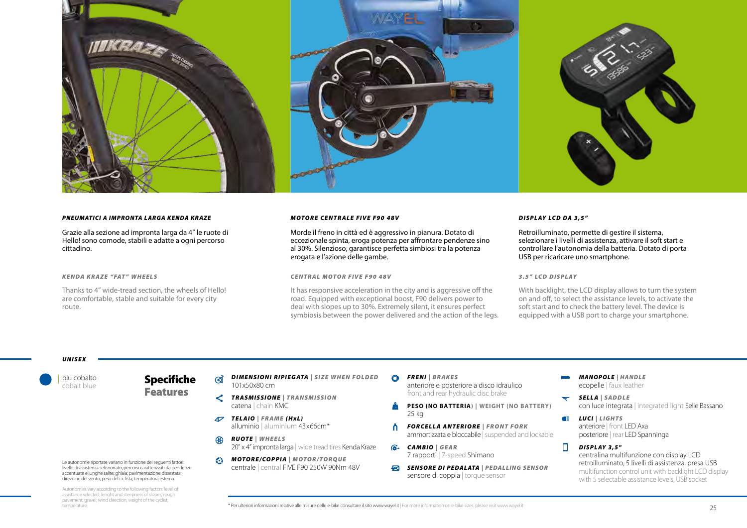#### PNEUMATICI A IMPRONTA LARGA KENDA KRAZE

Grazie alla sezione ad impronta larga da 4" le ruote di Hello! sono comode, stabili e adatte a ogni percorso cittadino.

#### KENDA KRAZE "FAT" WHEELS

Thanks to 4" wide-tread section, the wheels of Hello! are comfortable, stable and suitable for every city route.

#### MOTORE CENTRALE FIVE F90 48V

Morde il freno in città ed è aggressivo in pianura. Dotato di eccezionale spinta, eroga potenza per affrontare pendenze sino al 30%. Silenzioso, garantisce perfetta simbiosi tra la potenza erogata e l'azione delle gambe.

#### CENTRAL MOTOR FIVE F90 48V

It has responsive acceleration in the city and is aggressive off the road. Equipped with exceptional boost, F90 delivers power to deal with slopes up to 30%. Extremely silent, it ensures perfect symbiosis between the power delivered and the action of the legs.

#### DISPLAY LCD DA 3,5"

Retroilluminato, permette di gestire il sistema, selezionare i livelli di assistenza, attivare il soft start e controllare l'autonomia della batteria. Dotato di porta USB per ricaricare uno smartphone.

#### 3.5" LCD DISPLAY

With backlight, the LCD display allows to turn the system on and off, to select the assistance levels, to activate the soft start and to check the battery level. The device is equipped with a USB port to charge your smartphone.

**UNISEX**

blu cobalto | cobalt blue

## Specifiche
## Features

**DIMENSIONI RIPIEGATA | SIZE WHEN FOLDED**
101x50x80 cm

**TRASMISSIONE | TRANSMISSION**
catena | chain KMC

**TELAIO | FRAME (HxL)**
alluminio | aluminium 43x66cm*

**RUOTE | WHEELS**
20" x 4" impronta larga | wide tread tires Kenda Kraze

**MOTORE/COPPIA | MOTOR/TORQUE**
centrale | central FIVE F90 250W 90Nm 48V

**FRENI | BRAKES**
anteriore e posteriore a disco idraulico
front and rear hydraulic disc brake

**PESO (NO BATTERIA) | WEIGHT (NO BATTERY)**
25 kg

**FORCELLA ANTERIORE | FRONT FORK**
ammortizzata e bloccabile | suspended and lockable

**CAMBIO | GEAR**
7 rapporti | 7-speed Shimano

**SENSORE DI PEDALATA | PEDALLING SENSOR**
sensore di coppia | torque sensor

**MANOPOLE | HANDLE**
ecopelle | faux leather

**SELLA | SADDLE**
con luce integrata | integrated light Selle Bassano

**LUCI | LIGHTS**
anteriore | front LED Axa
posteriore | rear LED Spanninga

**DISPLAY 3,5"**
centralina multifunzione con display LCD retroilluminato, 5 livelli di assistenza, presa USB
multifunction control unit with backlight LCD display with 5 selectable assistance levels, USB socket

Le autonomie riportate variano in funzione dei seguenti fattori: livello di assistenza selezionato, percorsi caratterizzati da pendenze accentuate e lunghe salite; ghiaia; pavimentazione dissestata; direzione del vento; peso del ciclista; temperatura esterna.

Autonomies vary according to the following factors: level of assistance selected, lenght and steepness of slopes; rough pavement; gravel; wind direction; weight of the cyclist; temperature.

\* Per ulteriori informazioni relative alle misure delle e-bike consultare il sito www.wayel.it | For more information on e-bike sizes, please visit www.wayel.it